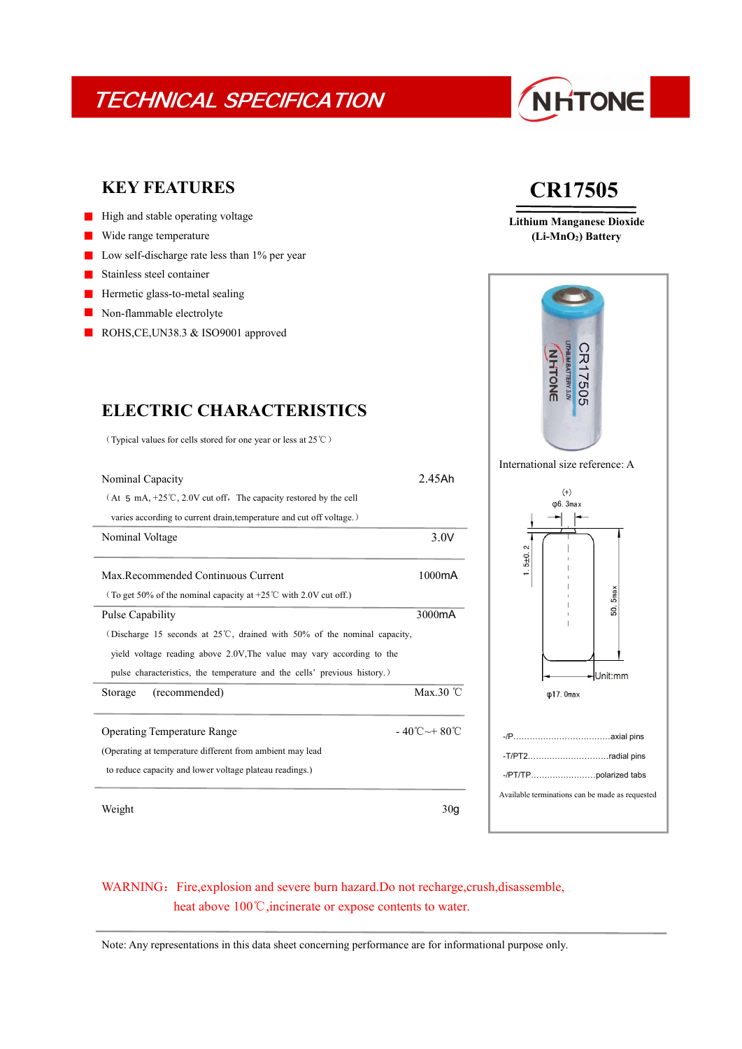# TECHNICAL SPECIFICATION

NHTONE

## CR17505

**Lithium Manganese Dioxide ($Li$-$MnO_2$) Battery**

## KEY FEATURES

- High and stable operating voltage
- Wide range temperature
- Low self-discharge rate less than 1% per year
- Stainless steel container
- Hermetic glass-to-metal sealing
- Non-flammable electrolyte
- ROHS,CE,UN38.3 & ISO9001 approved

## ELECTRIC CHARACTERISTICS

（Typical values for cells stored for one year or less at 25℃）

| | |
|---|---|
| Nominal Capacity<br>（At 5 mA, +25℃, 2.0V cut off，The capacity restored by the cell varies according to current drain,temperature and cut off voltage.） | 2.45Ah |
| Nominal Voltage | 3.0V |
| Max.Recommended Continuous Current<br>（To get 50% of the nominal capacity at +25℃ with 2.0V cut off.） | 1000mA |
| Pulse Capability<br>（Discharge 15 seconds at 25℃, drained with 50% of the nominal capacity, yield voltage reading above 2.0V,The value may vary according to the pulse characteristics, the temperature and the cells' previous history.） | 3000mA |
| Storage (recommended) | Max.30 ℃ |
| Operating Temperature Range<br>(Operating at temperature different from ambient may lead to reduce capacity and lower voltage plateau readings.) | - 40℃~+ 80℃ |
| Weight | 30g |

International size reference: A

(+)

φ6. 3max

1. 5±0. 2

50. 5max

Unit:mm

φ17. 0max

-/P.....................................axial pins

-/T/PT2..............................radial pins

-/PT/TP........................polarized tabs

Available terminations can be made as requested

WARNING：Fire,explosion and severe burn hazard.Do not recharge,crush,disassemble, heat above 100℃,incinerate or expose contents to water.

Note: Any representations in this data sheet concerning performance are for informational purpose only.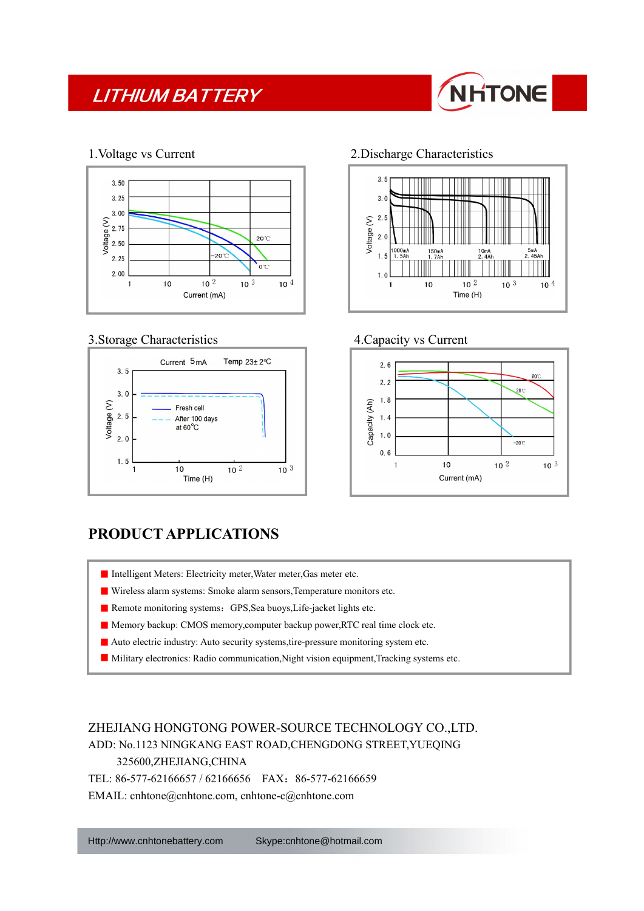# LITHIUM BATTERY

NHTONE

## 1.Voltage vs Current

3.50
3.25
3.00
2.75
2.50
2.25
2.00
Voltage (V)
20℃
-20℃
0℃
1
10
$10^2$
$10^3$
$10^4$
Current (mA)

## 2.Discharge Characteristics

3.5
3.0
2.5
2.0
1.5
1.0
Voltage (V)
1000mA 1.5Ah
150mA 1.7Ah
10mA 2.4Ah
5mA 2.45Ah
1
10
$10^2$
$10^3$
$10^4$
Time (H)

## 3.Storage Characteristics

Current 5mA
Temp 23±2℃
3.5
3.0
2.5
2.0
1.5
Voltage (V)
Fresh cell
After 100 days at 60℃
1
10
$10^2$
$10^3$
Time (H)

## 4.Capacity vs Current

2.6
2.2
1.8
1.4
1.0
0.6
Capacity (Ah)
60℃
20℃
-20℃
1
10
$10^2$
$10^3$
Current (mA)

## PRODUCT APPLICATIONS

- Intelligent Meters: Electricity meter,Water meter,Gas meter etc.
- Wireless alarm systems: Smoke alarm sensors,Temperature monitors etc.
- Remote monitoring systems：GPS,Sea buoys,Life-jacket lights etc.
- Memory backup: CMOS memory,computer backup power,RTC real time clock etc.
- Auto electric industry: Auto security systems,tire-pressure monitoring system etc.
- Military electronics: Radio communication,Night vision equipment,Tracking systems etc.

ZHEJIANG HONGTONG POWER-SOURCE TECHNOLOGY CO.,LTD.
ADD: No.1123 NINGKANG EAST ROAD,CHENGDONG STREET,YUEQING
325600,ZHEJIANG,CHINA
TEL: 86-577-62166657 / 62166656 FAX：86-577-62166659
EMAIL: cnhtone@cnhtone.com, cnhtone-c@cnhtone.com

Http://www.cnhtonebattery.com Skype:cnhtone@hotmail.com